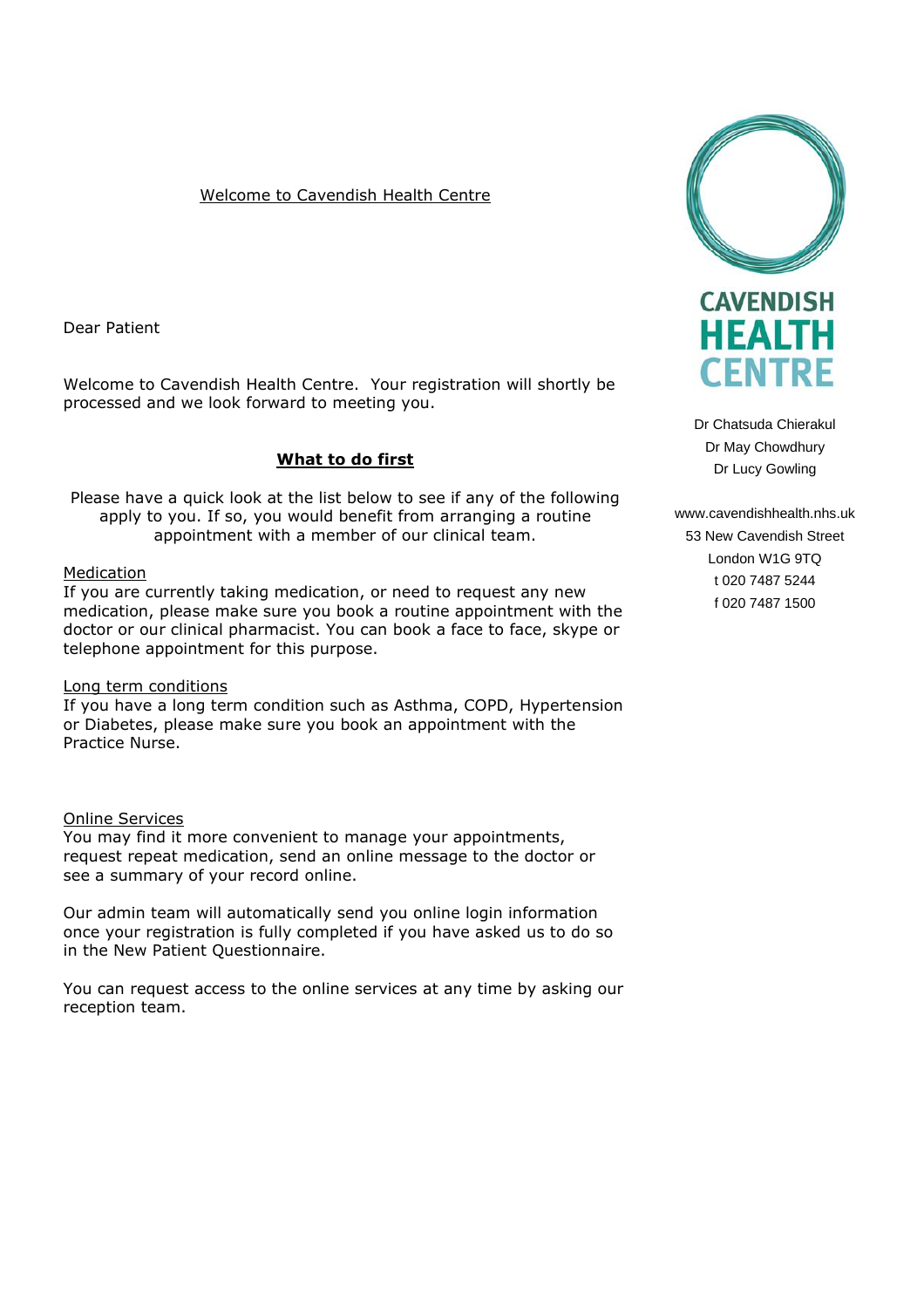# Welcome to Cavendish Health Centre

CAVENDISH HEALTH CENTRE

Dr Chatsuda Chierakul
Dr May Chowdhury
Dr Lucy Gowling

www.cavendishhealth.nhs.uk
53 New Cavendish Street
London W1G 9TQ
t 020 7487 5244
f 020 7487 1500

Dear Patient

Welcome to Cavendish Health Centre. Your registration will shortly be processed and we look forward to meeting you.

## What to do first

Please have a quick look at the list below to see if any of the following apply to you. If so, you would benefit from arranging a routine appointment with a member of our clinical team.

### Medication

If you are currently taking medication, or need to request any new medication, please make sure you book a routine appointment with the doctor or our clinical pharmacist. You can book a face to face, skype or telephone appointment for this purpose.

### Long term conditions

If you have a long term condition such as Asthma, COPD, Hypertension or Diabetes, please make sure you book an appointment with the Practice Nurse.

### Online Services

You may find it more convenient to manage your appointments, request repeat medication, send an online message to the doctor or see a summary of your record online.

Our admin team will automatically send you online login information once your registration is fully completed if you have asked us to do so in the New Patient Questionnaire.

You can request access to the online services at any time by asking our reception team.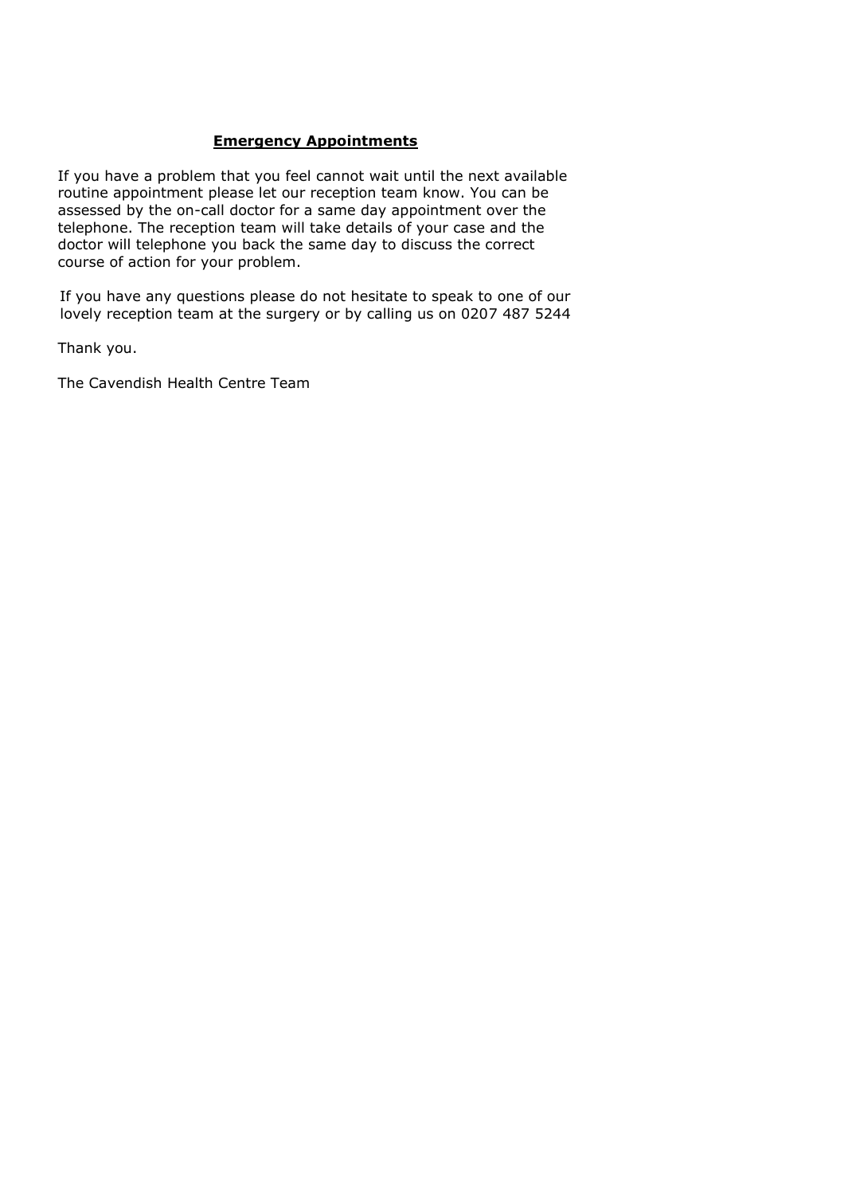## **Emergency Appointments**

If you have a problem that you feel cannot wait until the next available routine appointment please let our reception team know. You can be assessed by the on-call doctor for a same day appointment over the telephone. The reception team will take details of your case and the doctor will telephone you back the same day to discuss the correct course of action for your problem.

If you have any questions please do not hesitate to speak to one of our lovely reception team at the surgery or by calling us on 0207 487 5244

Thank you.

The Cavendish Health Centre Team